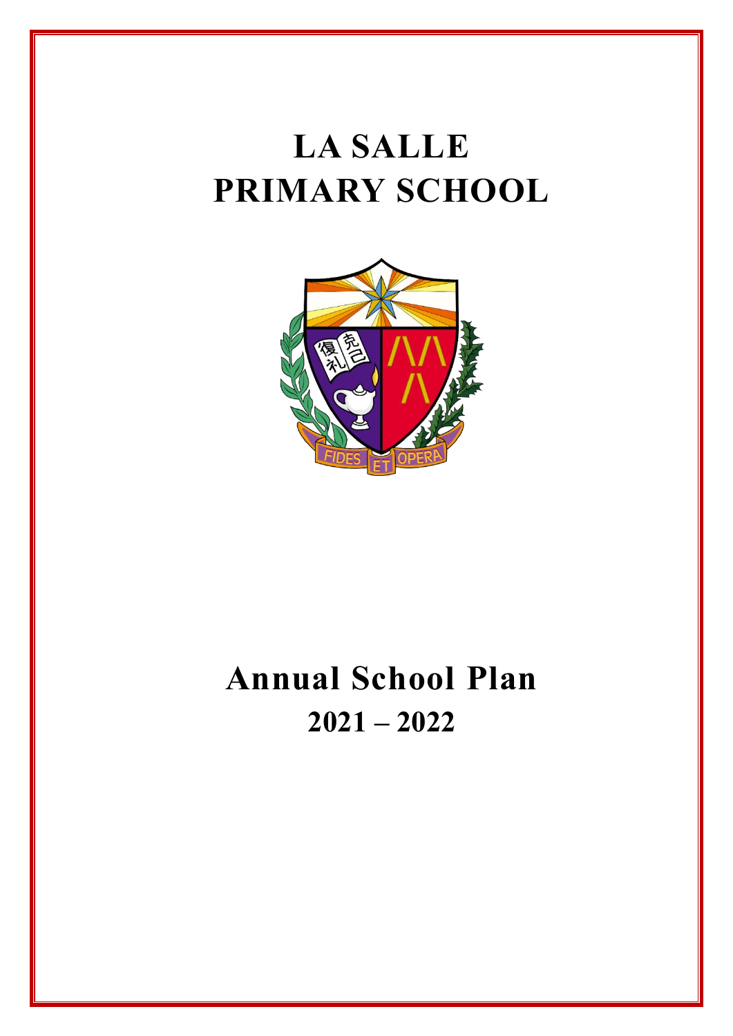# LA SALLE PRIMARY SCHOOL

# Annual School Plan

## 2021 – 2022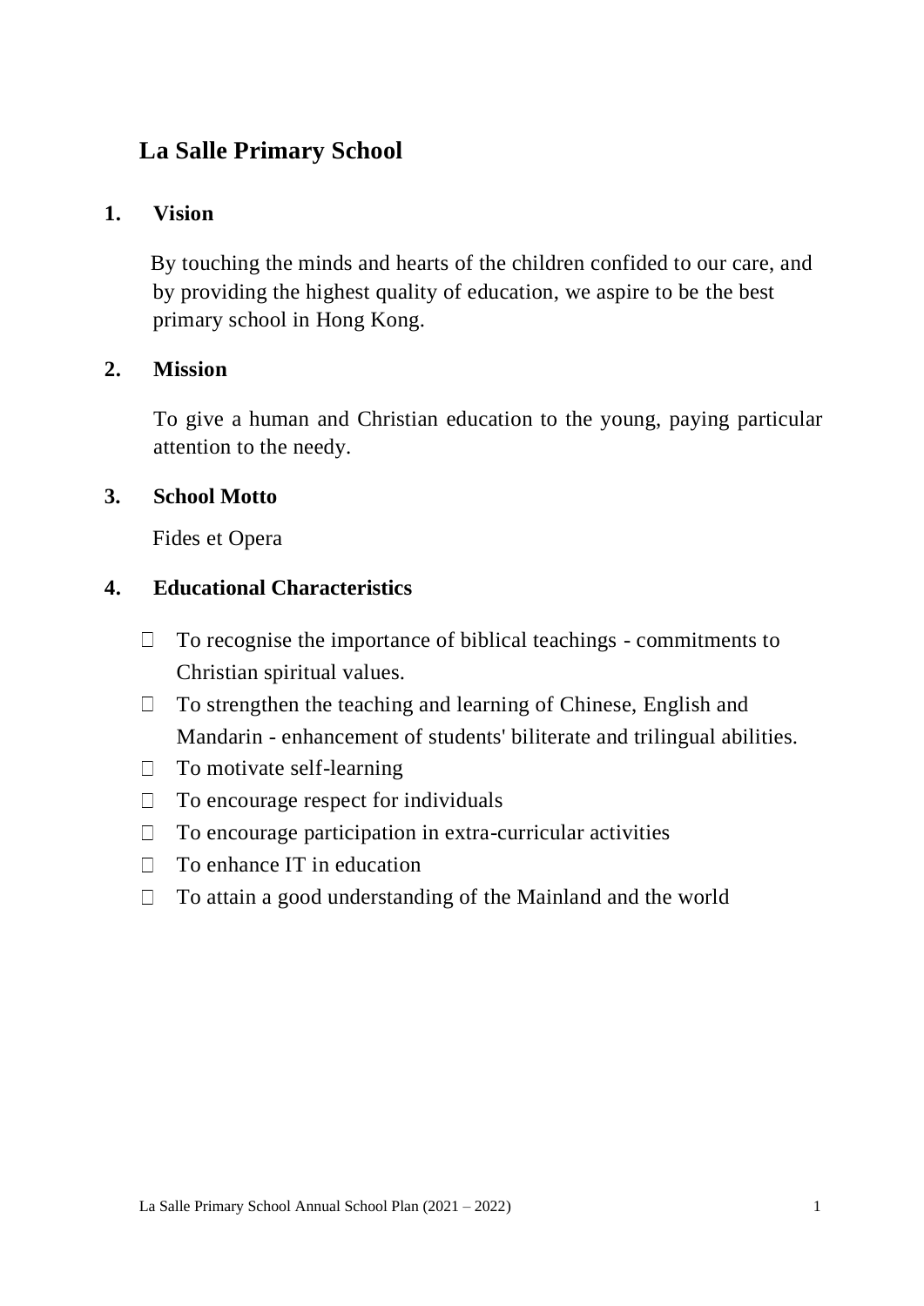# La Salle Primary School

## 1. Vision

By touching the minds and hearts of the children confided to our care, and by providing the highest quality of education, we aspire to be the best primary school in Hong Kong.

## 2. Mission

To give a human and Christian education to the young, paying particular attention to the needy.

## 3. School Motto

Fides et Opera

## 4. Educational Characteristics

- To recognise the importance of biblical teachings - commitments to Christian spiritual values.
- To strengthen the teaching and learning of Chinese, English and Mandarin - enhancement of students' biliterate and trilingual abilities.
- To motivate self-learning
- To encourage respect for individuals
- To encourage participation in extra-curricular activities
- To enhance IT in education
- To attain a good understanding of the Mainland and the world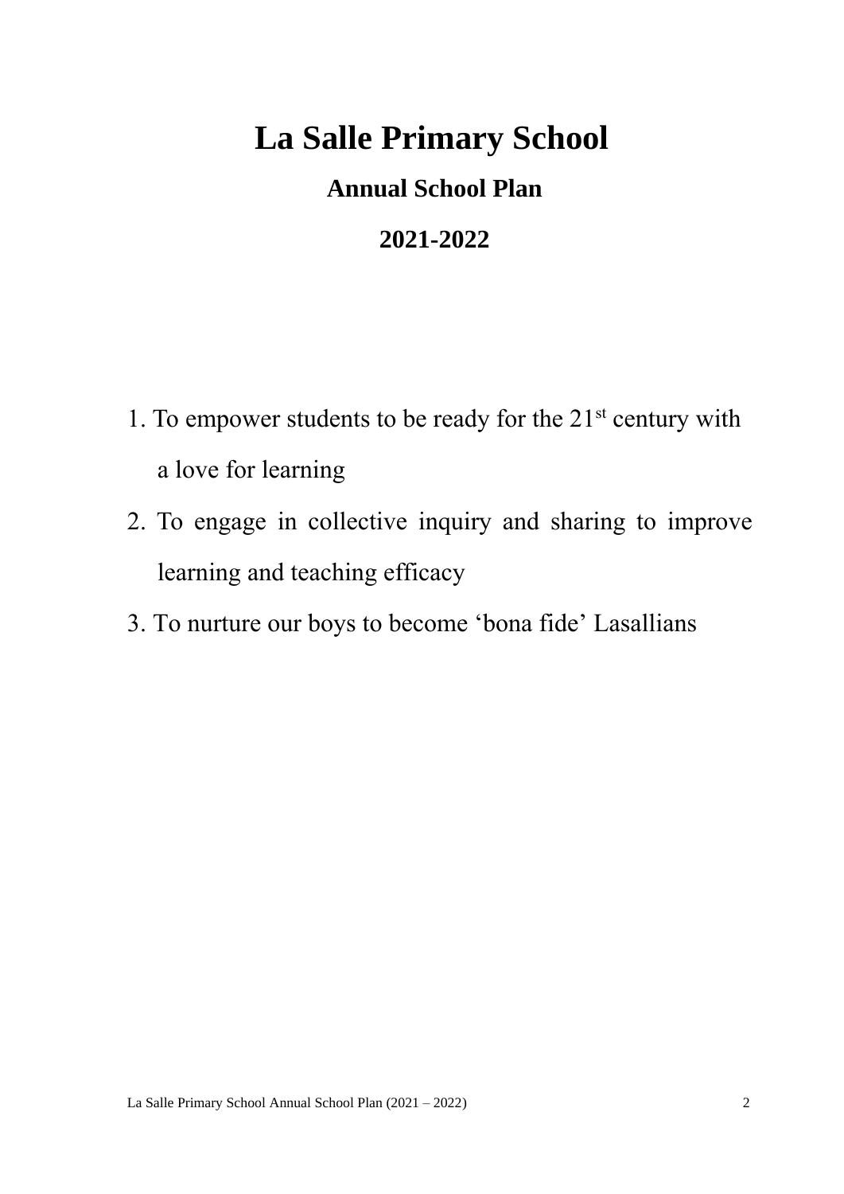# La Salle Primary School

## Annual School Plan

## 2021-2022

1. To empower students to be ready for the 21st century with a love for learning
2. To engage in collective inquiry and sharing to improve learning and teaching efficacy
3. To nurture our boys to become 'bona fide' Lasallians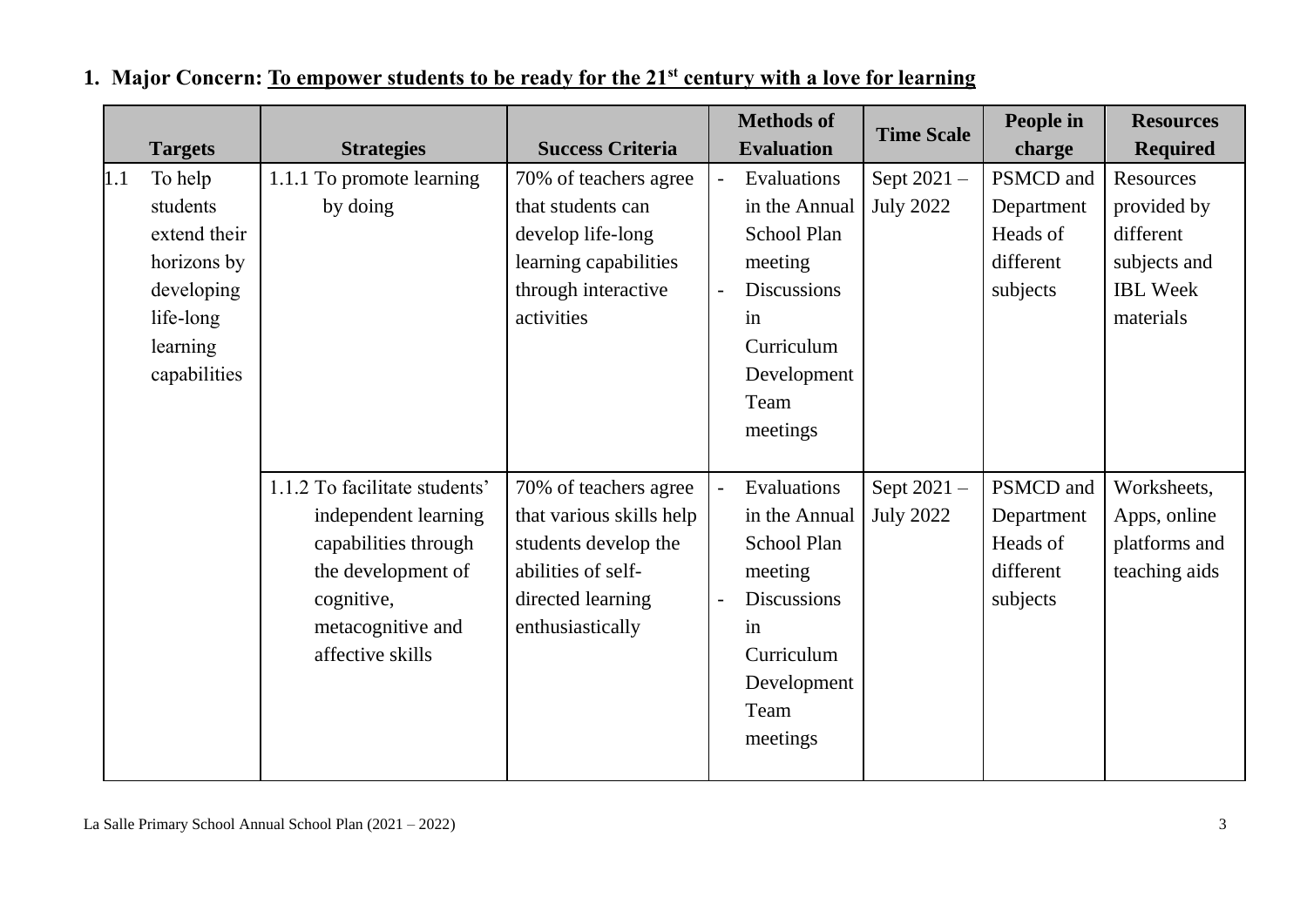## 1. Major Concern: <u>To empower students to be ready for the 21st century with a love for learning</u>

| Targets | Strategies | Success Criteria | Methods of Evaluation | Time Scale | People in charge | Resources Required |
|---|---|---|---|---|---|---|
| 1.1 To help students extend their horizons by developing life-long learning capabilities | 1.1.1 To promote learning by doing | 70% of teachers agree that students can develop life-long learning capabilities through interactive activities | - Evaluations in the Annual School Plan meeting<br>- Discussions in Curriculum Development Team meetings | Sept 2021 – July 2022 | PSMCD and Department Heads of different subjects | Resources provided by different subjects and IBL Week materials |
| | 1.1.2 To facilitate students' independent learning capabilities through the development of cognitive, metacognitive and affective skills | 70% of teachers agree that various skills help students develop the abilities of self-directed learning enthusiastically | - Evaluations in the Annual School Plan meeting<br>- Discussions in Curriculum Development Team meetings | Sept 2021 – July 2022 | PSMCD and Department Heads of different subjects | Worksheets, Apps, online platforms and teaching aids |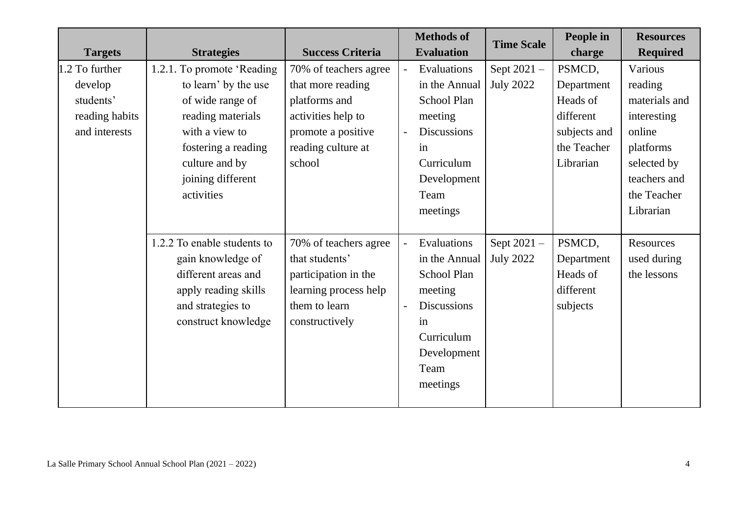| Targets | Strategies | Success Criteria | Methods of Evaluation | Time Scale | People in charge | Resources Required |
|---|---|---|---|---|---|---|
| 1.2 To further develop students' reading habits and interests | 1.2.1. To promote 'Reading to learn' by the use of wide range of reading materials with a view to fostering a reading culture and by joining different activities | 70% of teachers agree that more reading platforms and activities help to promote a positive reading culture at school | - Evaluations in the Annual School Plan meeting<br>- Discussions in Curriculum Development Team meetings | Sept 2021 – July 2022 | PSMCD, Department Heads of different subjects and the Teacher Librarian | Various reading materials and interesting online platforms selected by teachers and the Teacher Librarian |
| | 1.2.2 To enable students to gain knowledge of different areas and apply reading skills and strategies to construct knowledge | 70% of teachers agree that students' participation in the learning process help them to learn constructively | - Evaluations in the Annual School Plan meeting<br>- Discussions in Curriculum Development Team meetings | Sept 2021 – July 2022 | PSMCD, Department Heads of different subjects | Resources used during the lessons |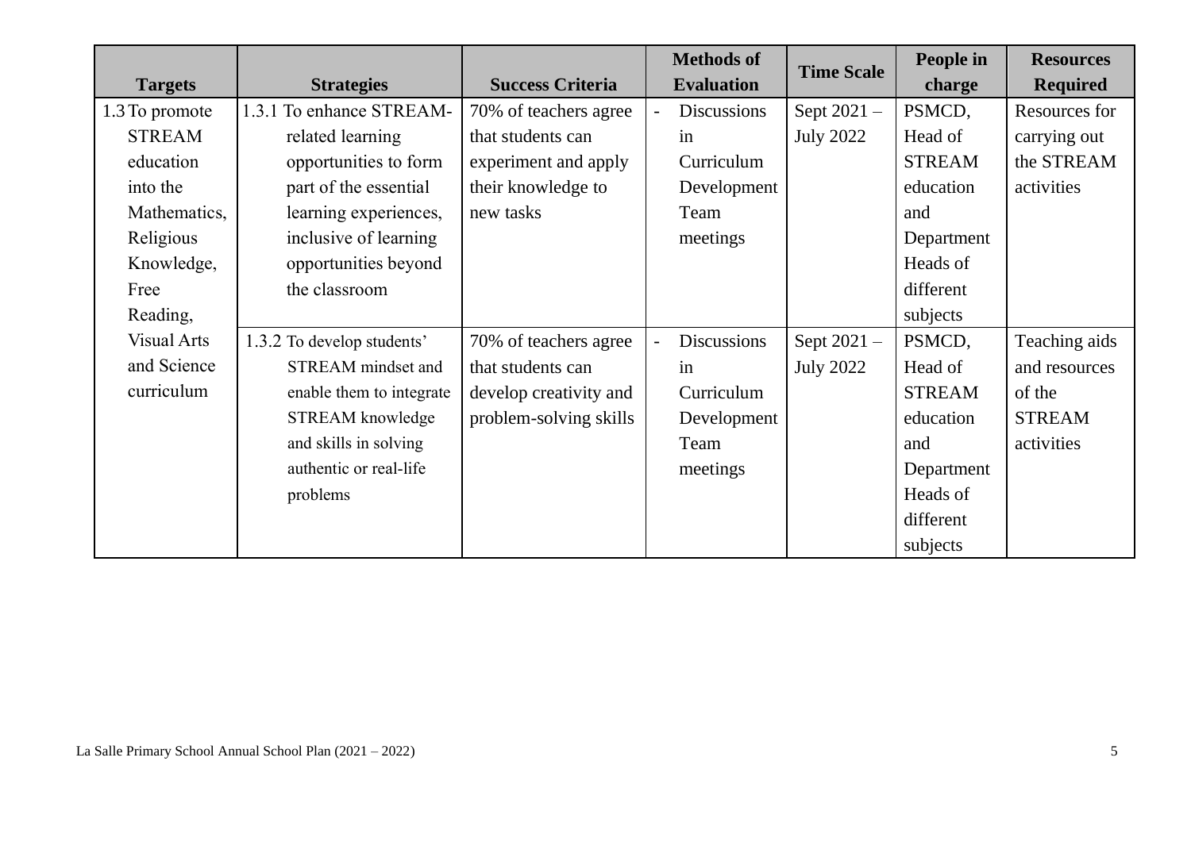| Targets | Strategies | Success Criteria | Methods of Evaluation | Time Scale | People in charge | Resources Required |
|---|---|---|---|---|---|---|
| 1.3 To promote STREAM education into the Mathematics, Religious Knowledge, Free Reading, Visual Arts and Science curriculum | 1.3.1 To enhance STREAM-related learning opportunities to form part of the essential learning experiences, inclusive of learning opportunities beyond the classroom | 70% of teachers agree that students can experiment and apply their knowledge to new tasks | - Discussions in Curriculum Development Team meetings | Sept 2021 – July 2022 | PSMCD, Head of STREAM education and Department Heads of different subjects | Resources for carrying out the STREAM activities |
| | 1.3.2 To develop students' STREAM mindset and enable them to integrate STREAM knowledge and skills in solving authentic or real-life problems | 70% of teachers agree that students can develop creativity and problem-solving skills | - Discussions in Curriculum Development Team meetings | Sept 2021 – July 2022 | PSMCD, Head of STREAM education and Department Heads of different subjects | Teaching aids and resources of the STREAM activities |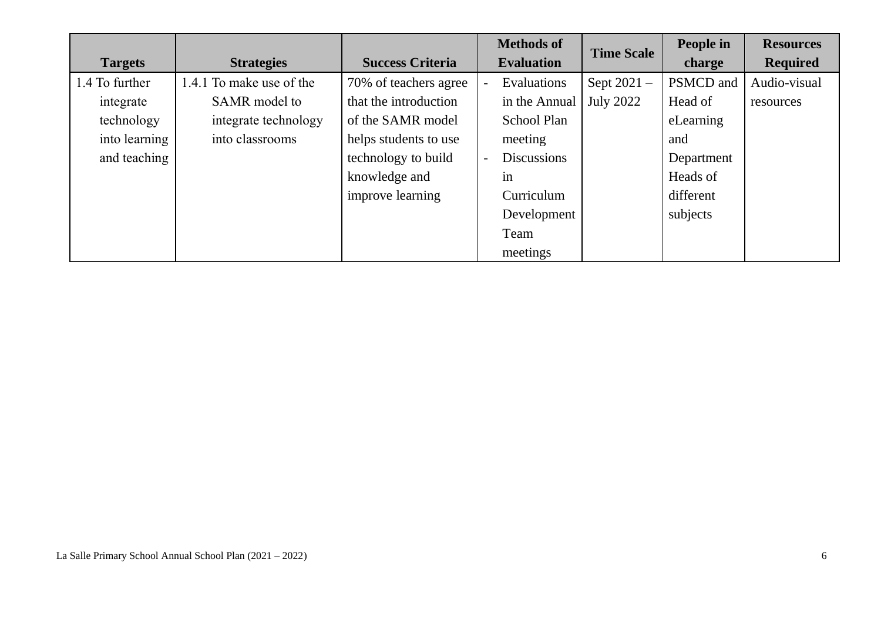| Targets | Strategies | Success Criteria | Methods of Evaluation | Time Scale | People in charge | Resources Required |
|---|---|---|---|---|---|---|
| 1.4 To further integrate technology into learning and teaching | 1.4.1 To make use of the SAMR model to integrate technology into classrooms | 70% of teachers agree that the introduction of the SAMR model helps students to use technology to build knowledge and improve learning | - Evaluations in the Annual School Plan meeting<br>- Discussions in Curriculum Development Team meetings | Sept 2021 – July 2022 | PSMCD and Head of eLearning and Department Heads of different subjects | Audio-visual resources |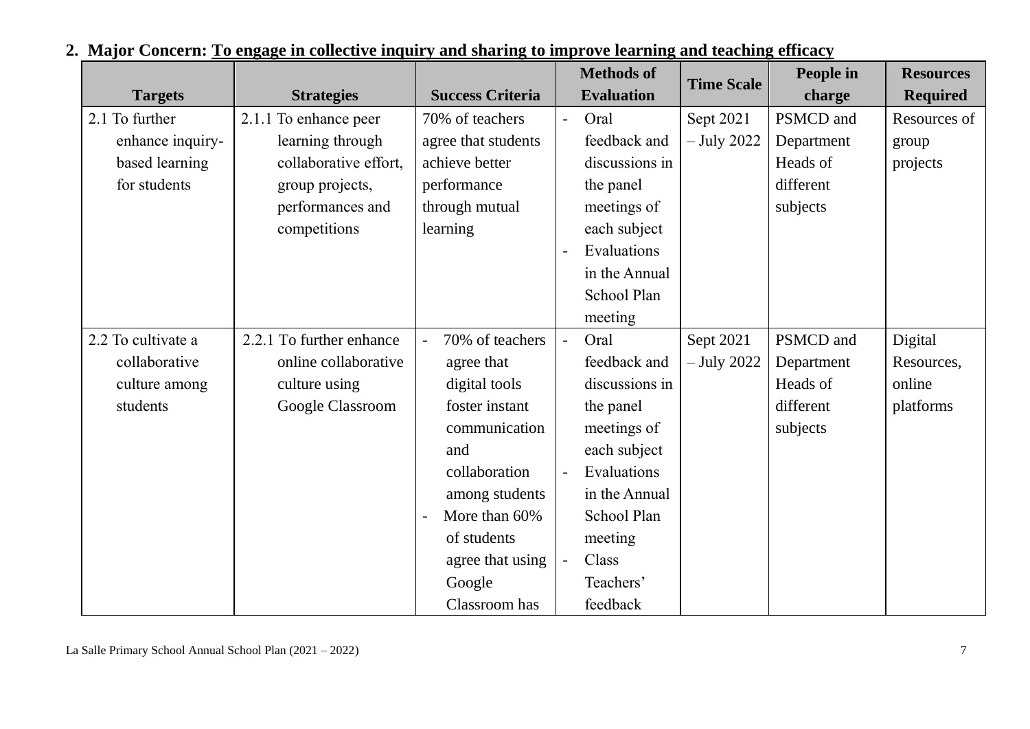## 2. Major Concern: <u>To engage in collective inquiry and sharing to improve learning and teaching efficacy</u>

| Targets | Strategies | Success Criteria | Methods of Evaluation | Time Scale | People in charge | Resources Required |
|---|---|---|---|---|---|---|
| 2.1 To further enhance inquiry-based learning for students | 2.1.1 To enhance peer learning through collaborative effort, group projects, performances and competitions | 70% of teachers agree that students achieve better performance through mutual learning | - Oral feedback and discussions in the panel meetings of each subject<br>- Evaluations in the Annual School Plan meeting | Sept 2021 – July 2022 | PSMCD and Department Heads of different subjects | Resources of group projects |
| 2.2 To cultivate a collaborative culture among students | 2.2.1 To further enhance online collaborative culture using Google Classroom | - 70% of teachers agree that digital tools foster instant communication and collaboration among students<br>- More than 60% of students agree that using Google Classroom has | - Oral feedback and discussions in the panel meetings of each subject<br>- Evaluations in the Annual School Plan meeting<br>- Class Teachers' feedback | Sept 2021 – July 2022 | PSMCD and Department Heads of different subjects | Digital Resources, online platforms |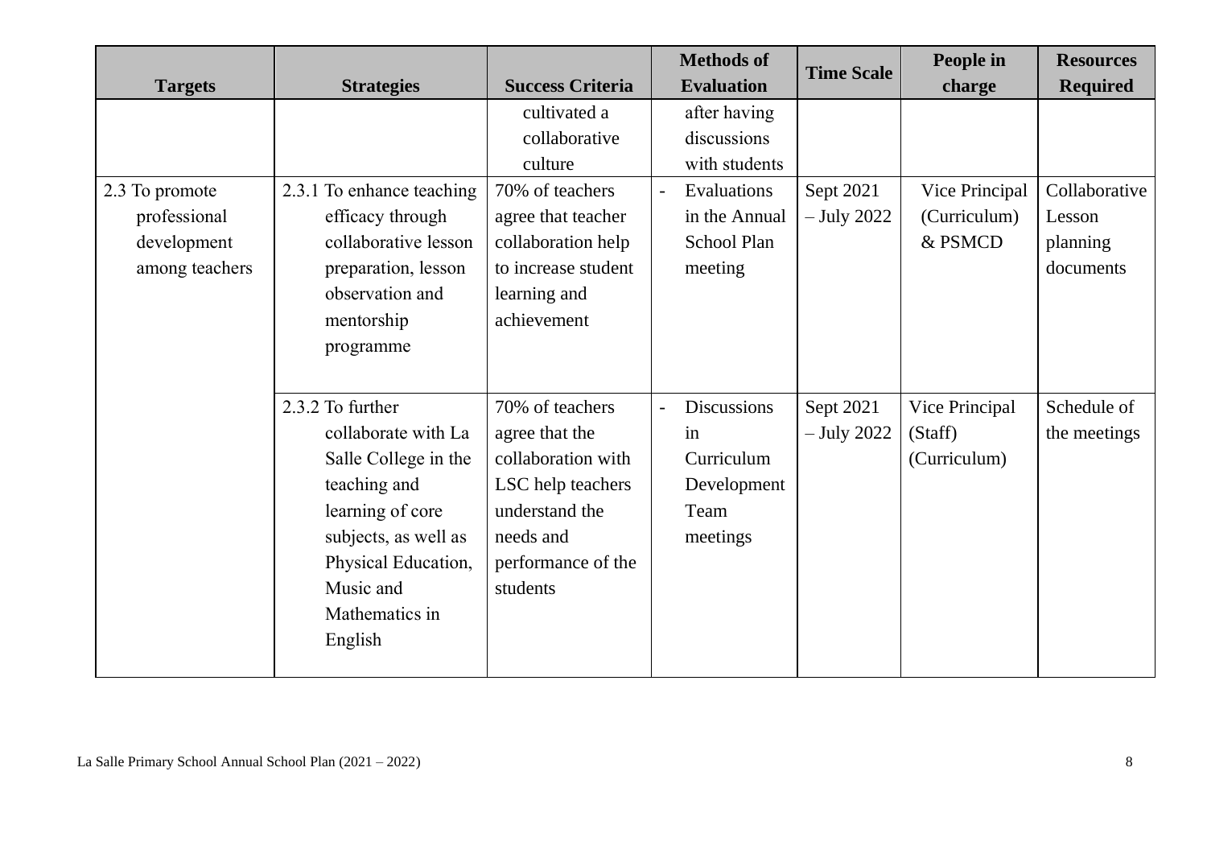| Targets | Strategies | Success Criteria | Methods of Evaluation | Time Scale | People in charge | Resources Required |
|---|---|---|---|---|---|---|
| | | cultivated a collaborative culture | after having discussions with students | | | |
| 2.3 To promote professional development among teachers | 2.3.1 To enhance teaching efficacy through collaborative lesson preparation, lesson observation and mentorship programme | 70% of teachers agree that teacher collaboration help to increase student learning and achievement | - Evaluations in the Annual School Plan meeting | Sept 2021 – July 2022 | Vice Principal (Curriculum) & PSMCD | Collaborative Lesson planning documents |
| | 2.3.2 To further collaborate with La Salle College in the teaching and learning of core subjects, as well as Physical Education, Music and Mathematics in English | 70% of teachers agree that the collaboration with LSC help teachers understand the needs and performance of the students | - Discussions in Curriculum Development Team meetings | Sept 2021 – July 2022 | Vice Principal (Staff) (Curriculum) | Schedule of the meetings |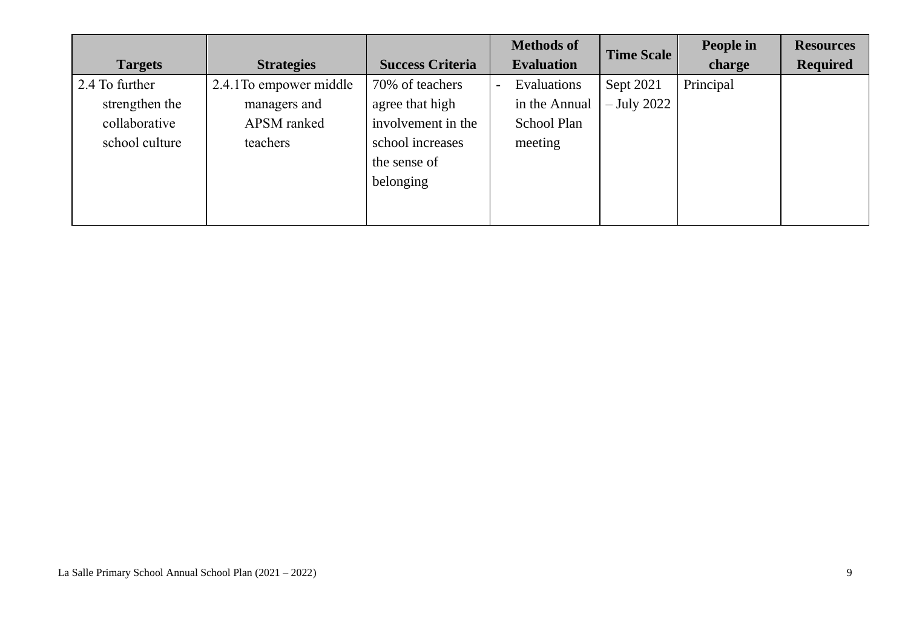| Targets | Strategies | Success Criteria | Methods of Evaluation | Time Scale | People in charge | Resources Required |
|---|---|---|---|---|---|---|
| 2.4 To further strengthen the collaborative school culture | 2.4.1To empower middle managers and APSM ranked teachers | 70% of teachers agree that high involvement in the school increases the sense of belonging | - Evaluations in the Annual School Plan meeting | Sept 2021 – July 2022 | Principal | |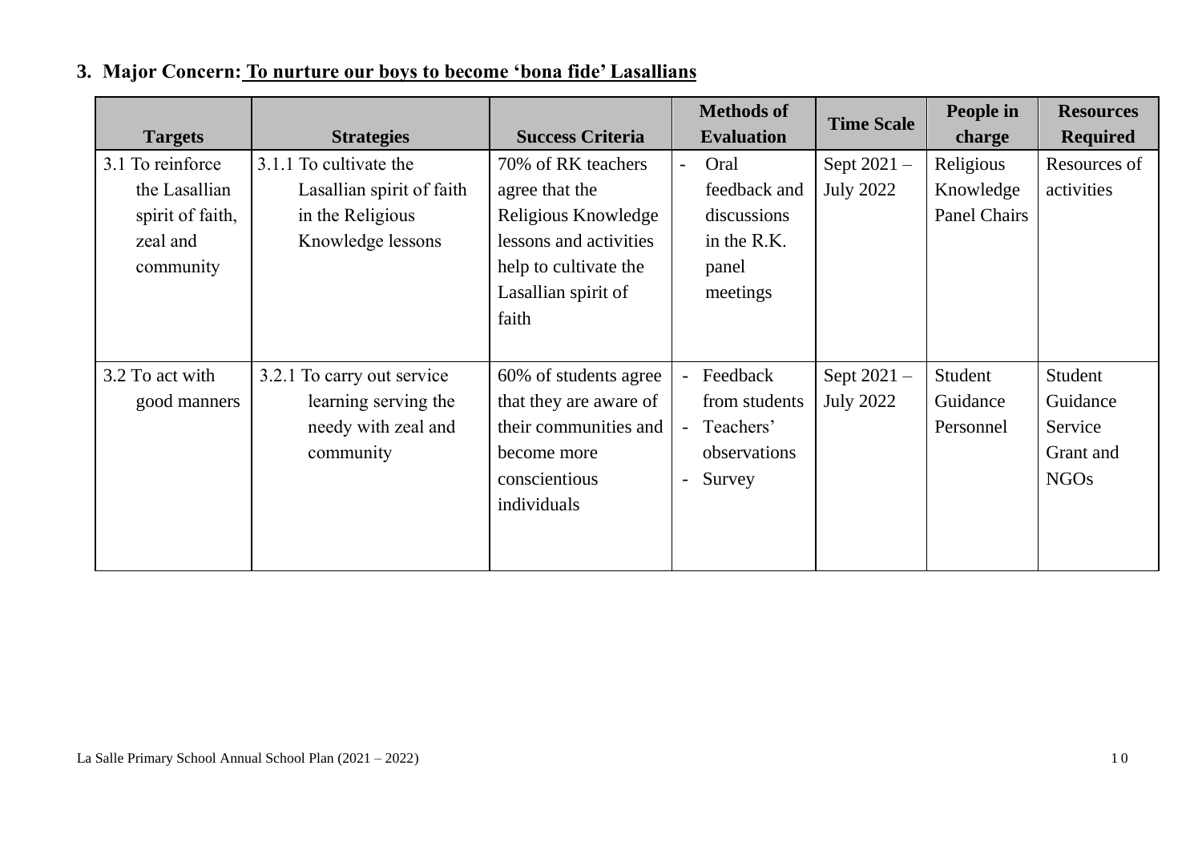## 3. Major Concern: To nurture our boys to become 'bona fide' Lasallians

| Targets | Strategies | Success Criteria | Methods of Evaluation | Time Scale | People in charge | Resources Required |
|---|---|---|---|---|---|---|
| 3.1 To reinforce the Lasallian spirit of faith, zeal and community | 3.1.1 To cultivate the Lasallian spirit of faith in the Religious Knowledge lessons | 70% of RK teachers agree that the Religious Knowledge lessons and activities help to cultivate the Lasallian spirit of faith | - Oral feedback and discussions in the R.K. panel meetings | Sept 2021 – July 2022 | Religious Knowledge Panel Chairs | Resources of activities |
| 3.2 To act with good manners | 3.2.1 To carry out service learning serving the needy with zeal and community | 60% of students agree that they are aware of their communities and become more conscientious individuals | - Feedback from students<br>- Teachers' observations<br>- Survey | Sept 2021 – July 2022 | Student Guidance Personnel | Student Guidance Service Grant and NGOs |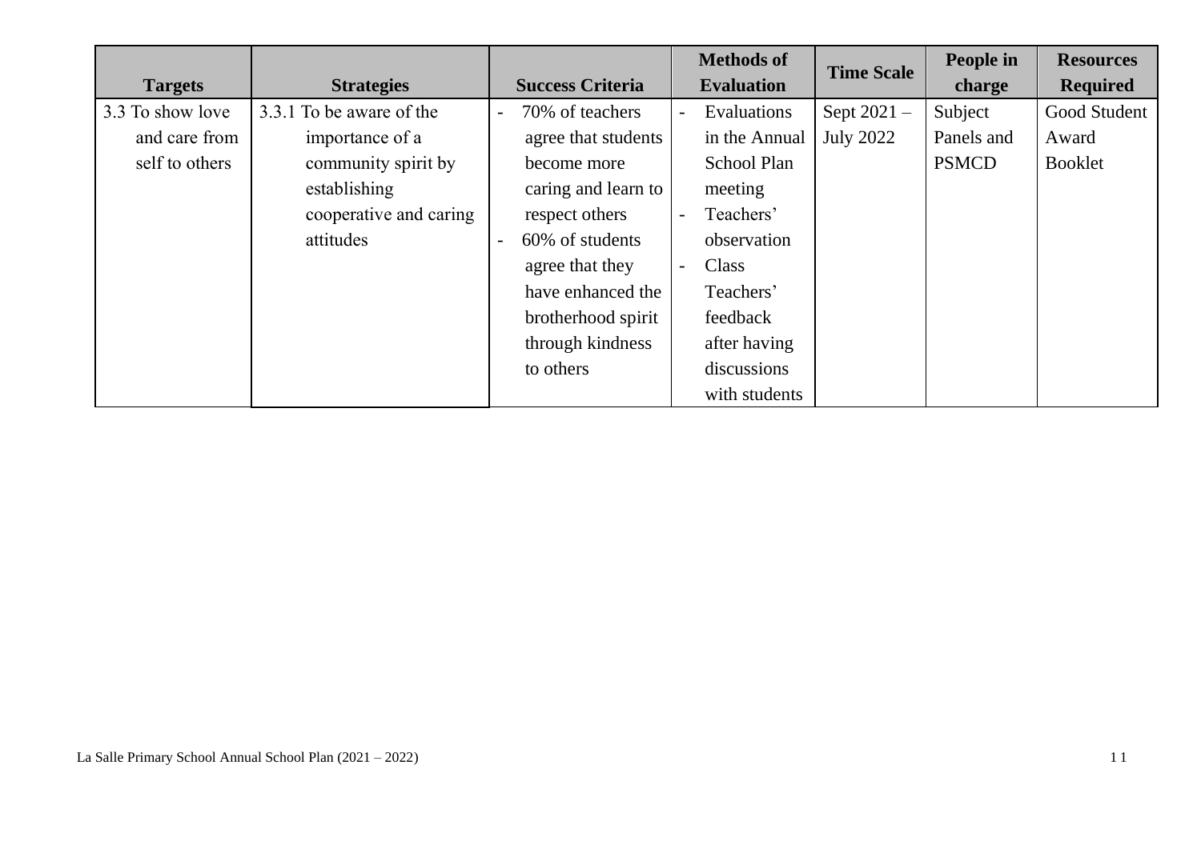| Targets | Strategies | Success Criteria | Methods of Evaluation | Time Scale | People in charge | Resources Required |
|---|---|---|---|---|---|---|
| 3.3 To show love and care from self to others | 3.3.1 To be aware of the importance of a community spirit by establishing cooperative and caring attitudes | - 70% of teachers agree that students become more caring and learn to respect others<br>- 60% of students agree that they have enhanced the brotherhood spirit through kindness to others | - Evaluations in the Annual School Plan meeting<br>- Teachers' observation<br>- Class Teachers' feedback after having discussions with students | Sept 2021 – July 2022 | Subject Panels and PSMCD | Good Student Award Booklet |